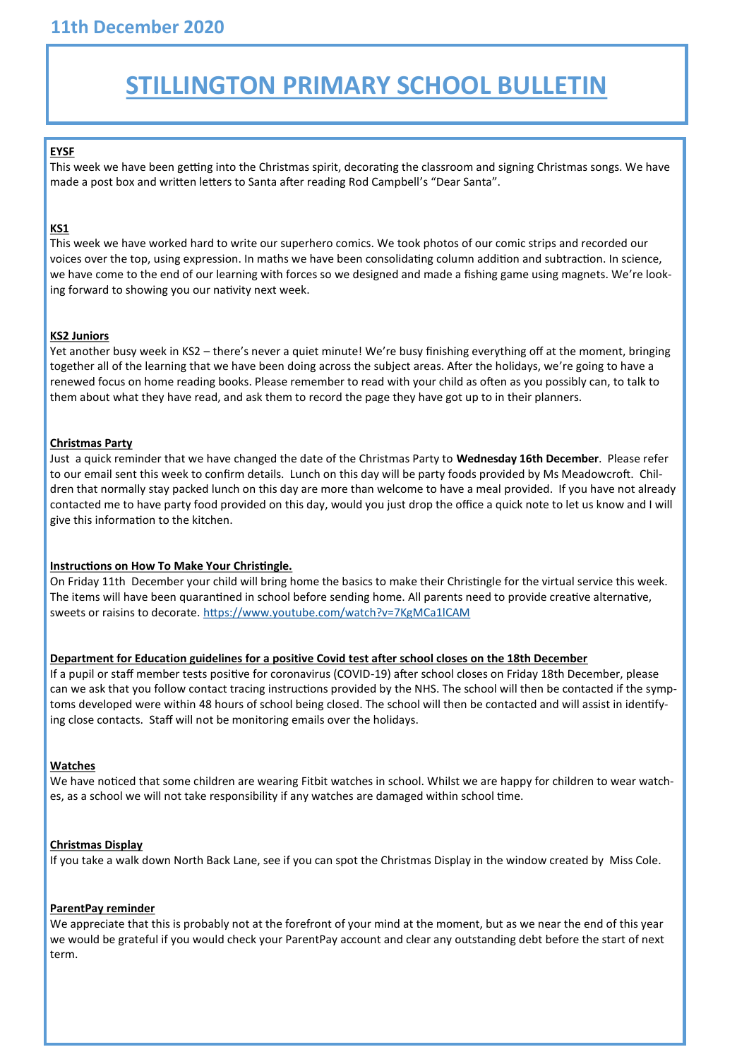11th December 2020

# STILLINGTON PRIMARY SCHOOL BULLETIN

## EYSF

This week we have been getting into the Christmas spirit, decorating the classroom and signing Christmas songs. We have made a post box and written letters to Santa after reading Rod Campbell's "Dear Santa".

## KS1

This week we have worked hard to write our superhero comics. We took photos of our comic strips and recorded our voices over the top, using expression. In maths we have been consolidating column addition and subtraction. In science, we have come to the end of our learning with forces so we designed and made a fishing game using magnets. We're looking forward to showing you our nativity next week.

## KS2 Juniors

Yet another busy week in KS2 – there's never a quiet minute! We're busy finishing everything off at the moment, bringing together all of the learning that we have been doing across the subject areas. After the holidays, we're going to have a renewed focus on home reading books. Please remember to read with your child as often as you possibly can, to talk to them about what they have read, and ask them to record the page they have got up to in their planners.

## Christmas Party

Just a quick reminder that we have changed the date of the Christmas Party to **Wednesday 16th December**. Please refer to our email sent this week to confirm details. Lunch on this day will be party foods provided by Ms Meadowcroft. Children that normally stay packed lunch on this day are more than welcome to have a meal provided. If you have not already contacted me to have party food provided on this day, would you just drop the office a quick note to let us know and I will give this information to the kitchen.

## Instructions on How To Make Your Christingle.

On Friday 11th December your child will bring home the basics to make their Christingle for the virtual service this week. The items will have been quarantined in school before sending home. All parents need to provide creative alternative, sweets or raisins to decorate. https://www.youtube.com/watch?v=7KgMCa1lCAM

## Department for Education guidelines for a positive Covid test after school closes on the 18th December

If a pupil or staff member tests positive for coronavirus (COVID-19) after school closes on Friday 18th December, please can we ask that you follow contact tracing instructions provided by the NHS. The school will then be contacted if the symptoms developed were within 48 hours of school being closed. The school will then be contacted and will assist in identifying close contacts. Staff will not be monitoring emails over the holidays.

## Watches

We have noticed that some children are wearing Fitbit watches in school. Whilst we are happy for children to wear watches, as a school we will not take responsibility if any watches are damaged within school time.

## Christmas Display

If you take a walk down North Back Lane, see if you can spot the Christmas Display in the window created by Miss Cole.

## ParentPay reminder

We appreciate that this is probably not at the forefront of your mind at the moment, but as we near the end of this year we would be grateful if you would check your ParentPay account and clear any outstanding debt before the start of next term.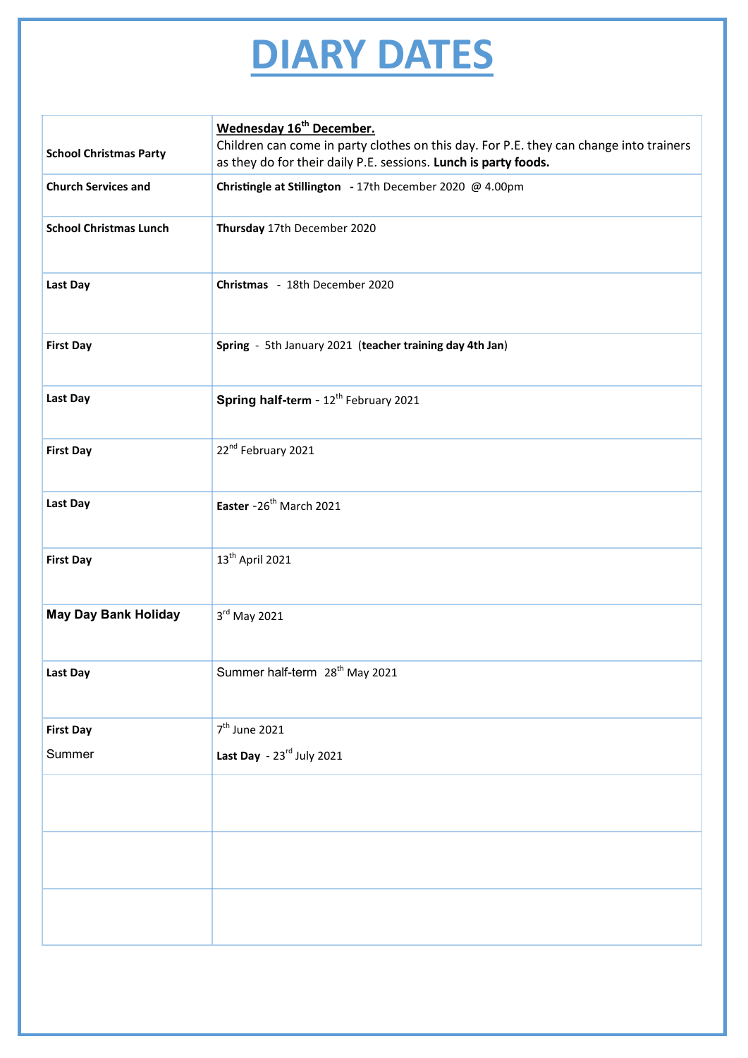# DIARY DATES

| | |
|---|---|
| **School Christmas Party** | **Wednesday 16th December.** Children can come in party clothes on this day. For P.E. they can change into trainers as they do for their daily P.E. sessions. **Lunch is party foods.** |
| **Church Services and** | **Christingle at Stillington -** 17th December 2020 @ 4.00pm |
| **School Christmas Lunch** | **Thursday** 17th December 2020 |
| **Last Day** | **Christmas** - 18th December 2020 |
| **First Day** | **Spring** - 5th January 2021 (**teacher training day 4th Jan**) |
| **Last Day** | **Spring half-term** - 12th February 2021 |
| **First Day** | 22nd February 2021 |
| **Last Day** | **Easter** -26th March 2021 |
| **First Day** | 13th April 2021 |
| **May Day Bank Holiday** | 3rd May 2021 |
| **Last Day** | Summer half-term 28th May 2021 |
| **First Day** Summer | 7th June 2021 **Last Day** - 23rd July 2021 |
| | |
| | |
| | |